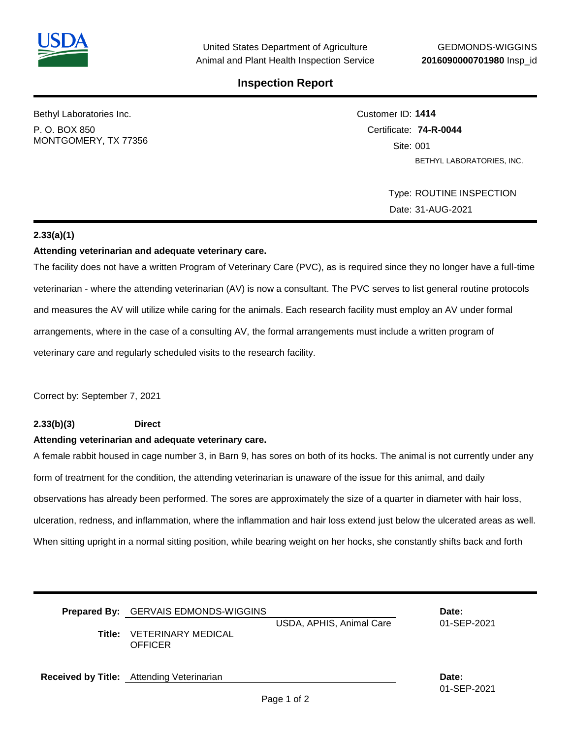United States Department of Agriculture
Animal and Plant Health Inspection Service

GEDMONDS-WIGGINS
**2016090000701980** Insp_id

# Inspection Report

Bethyl Laboratories Inc.
P. O. BOX 850
MONTGOMERY, TX 77356

Customer ID: **1414**
Certificate: **74-R-0044**
Site: 001
BETHYL LABORATORIES, INC.

Type: ROUTINE INSPECTION
Date: 31-AUG-2021

**2.33(a)(1)**

**Attending veterinarian and adequate veterinary care.**

The facility does not have a written Program of Veterinary Care (PVC), as is required since they no longer have a full-time veterinarian - where the attending veterinarian (AV) is now a consultant. The PVC serves to list general routine protocols and measures the AV will utilize while caring for the animals. Each research facility must employ an AV under formal arrangements, where in the case of a consulting AV, the formal arrangements must include a written program of veterinary care and regularly scheduled visits to the research facility.

Correct by: September 7, 2021

**2.33(b)(3)** **Direct**

**Attending veterinarian and adequate veterinary care.**

A female rabbit housed in cage number 3, in Barn 9, has sores on both of its hocks. The animal is not currently under any form of treatment for the condition, the attending veterinarian is unaware of the issue for this animal, and daily observations has already been performed. The sores are approximately the size of a quarter in diameter with hair loss, ulceration, redness, and inflammation, where the inflammation and hair loss extend just below the ulcerated areas as well. When sitting upright in a normal sitting position, while bearing weight on her hocks, she constantly shifts back and forth

**Prepared By:** GERVAIS EDMONDS-WIGGINS
USDA, APHIS, Animal Care
**Title:** VETERINARY MEDICAL OFFICER
**Date:** 01-SEP-2021

**Received by Title:** Attending Veterinarian
**Date:** 01-SEP-2021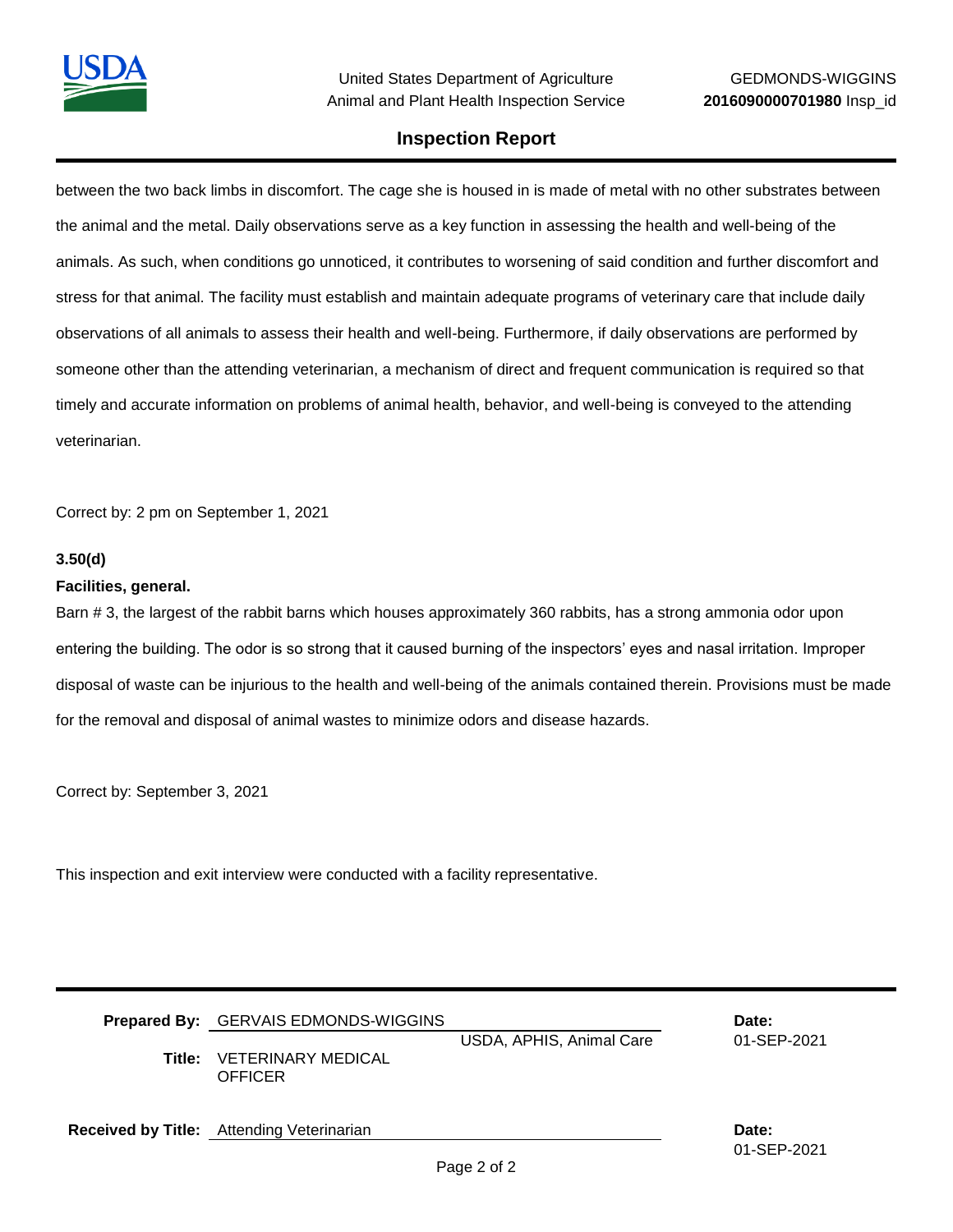between the two back limbs in discomfort. The cage she is housed in is made of metal with no other substrates between the animal and the metal. Daily observations serve as a key function in assessing the health and well-being of the animals. As such, when conditions go unnoticed, it contributes to worsening of said condition and further discomfort and stress for that animal. The facility must establish and maintain adequate programs of veterinary care that include daily observations of all animals to assess their health and well-being. Furthermore, if daily observations are performed by someone other than the attending veterinarian, a mechanism of direct and frequent communication is required so that timely and accurate information on problems of animal health, behavior, and well-being is conveyed to the attending veterinarian.

Correct by: 2 pm on September 1, 2021

**3.50(d)**

**Facilities, general.**

Barn # 3, the largest of the rabbit barns which houses approximately 360 rabbits, has a strong ammonia odor upon entering the building. The odor is so strong that it caused burning of the inspectors' eyes and nasal irritation. Improper disposal of waste can be injurious to the health and well-being of the animals contained therein. Provisions must be made for the removal and disposal of animal wastes to minimize odors and disease hazards.

Correct by: September 3, 2021

This inspection and exit interview were conducted with a facility representative.

**Prepared By:** GERVAIS EDMONDS-WIGGINS
USDA, APHIS, Animal Care
**Title:** VETERINARY MEDICAL OFFICER
**Date:** 01-SEP-2021

**Received by Title:** Attending Veterinarian
**Date:** 01-SEP-2021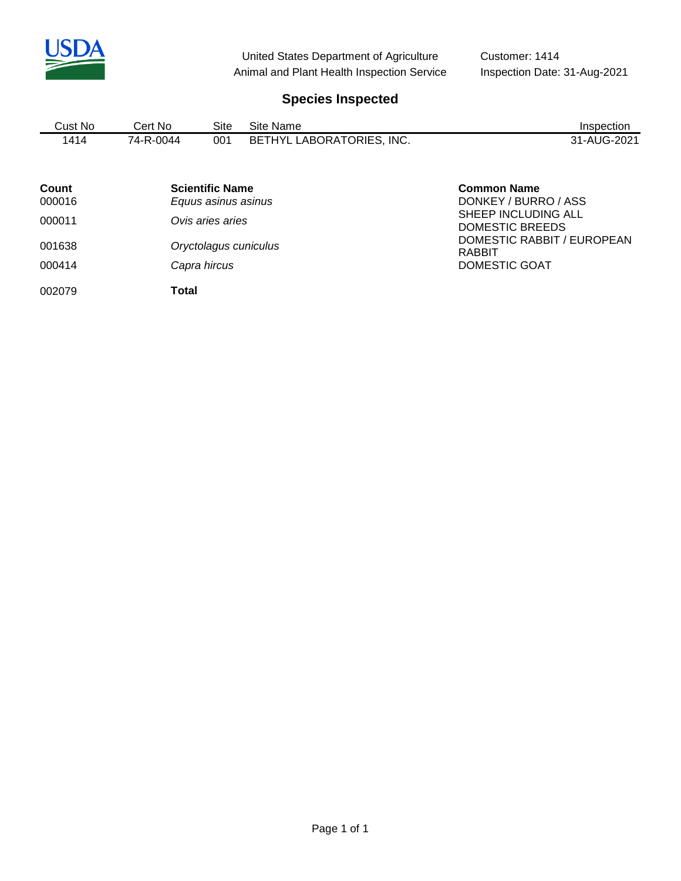United States Department of Agriculture
Animal and Plant Health Inspection Service

Customer: 1414
Inspection Date: 31-Aug-2021

# Species Inspected

| Cust No | Cert No | Site | Site Name | Inspection |
|---|---|---|---|---|
| 1414 | 74-R-0044 | 001 | BETHYL LABORATORIES, INC. | 31-AUG-2021 |

| Count | Scientific Name | Common Name |
|---|---|---|
| 000016 | *Equus asinus asinus* | DONKEY / BURRO / ASS |
| 000011 | *Ovis aries aries* | SHEEP INCLUDING ALL DOMESTIC BREEDS |
| 001638 | *Oryctolagus cuniculus* | DOMESTIC RABBIT / EUROPEAN RABBIT |
| 000414 | *Capra hircus* | DOMESTIC GOAT |
| 002079 | **Total** | |